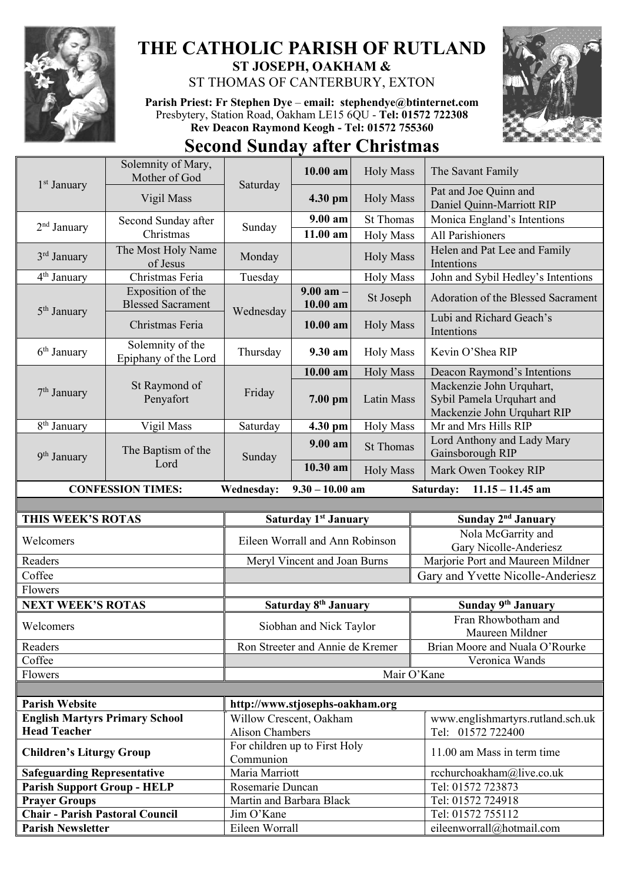# THE CATHOLIC PARISH OF RUTLAND

## ST JOSEPH, OAKHAM &

## ST THOMAS OF CANTERBURY, EXTON

**Parish Priest: Fr Stephen Dye – email: stephendye@btinternet.com**
Presbytery, Station Road, Oakham LE15 6QU - **Tel: 01572 722308**
**Rev Deacon Raymond Keogh - Tel: 01572 755360**

# Second Sunday after Christmas

| Date | Feast | Day | Time | Service | Intention |
|---|---|---|---|---|---|
| 1st January | Solemnity of Mary, Mother of God | Saturday | **10.00 am** | Holy Mass | The Savant Family |
| | Vigil Mass | | **4.30 pm** | Holy Mass | Pat and Joe Quinn and Daniel Quinn-Marriott RIP |
| 2nd January | Second Sunday after Christmas | Sunday | **9.00 am** | St Thomas | Monica England's Intentions |
| | | | **11.00 am** | Holy Mass | All Parishioners |
| 3rd January | The Most Holy Name of Jesus | Monday | | Holy Mass | Helen and Pat Lee and Family Intentions |
| 4th January | Christmas Feria | Tuesday | | Holy Mass | John and Sybil Hedley's Intentions |
| 5th January | Exposition of the Blessed Sacrament | Wednesday | **9.00 am – 10.00 am** | St Joseph | Adoration of the Blessed Sacrament |
| | Christmas Feria | | **10.00 am** | Holy Mass | Lubi and Richard Geach's Intentions |
| 6th January | Solemnity of the Epiphany of the Lord | Thursday | **9.30 am** | Holy Mass | Kevin O'Shea RIP |
| 7th January | St Raymond of Penyafort | Friday | **10.00 am** | Holy Mass | Deacon Raymond's Intentions |
| | | | **7.00 pm** | Latin Mass | Mackenzie John Urquhart, Sybil Pamela Urquhart and Mackenzie John Urquhart RIP |
| 8th January | Vigil Mass | Saturday | **4.30 pm** | Holy Mass | Mr and Mrs Hills RIP |
| 9th January | The Baptism of the Lord | Sunday | **9.00 am** | St Thomas | Lord Anthony and Lady Mary Gainsborough RIP |
| | | | **10.30 am** | Holy Mass | Mark Owen Tookey RIP |

**CONFESSION TIMES: Wednesday: 9.30 – 10.00 am Saturday: 11.15 – 11.45 am**

| **THIS WEEK'S ROTAS** | **Saturday 1st January** | **Sunday 2nd January** |
|---|---|---|
| Welcomers | Eileen Worrall and Ann Robinson | Nola McGarrity and Gary Nicolle-Anderiesz |
| Readers | Meryl Vincent and Joan Burns | Marjorie Port and Maureen Mildner |
| Coffee | | Gary and Yvette Nicolle-Anderiesz |
| Flowers | | |
| **NEXT WEEK'S ROTAS** | **Saturday 8th January** | **Sunday 9th January** |
| Welcomers | Siobhan and Nick Taylor | Fran Rhowbotham and Maureen Mildner |
| Readers | Ron Streeter and Annie de Kremer | Brian Moore and Nuala O'Rourke |
| Coffee | | Veronica Wands |
| Flowers | Mair O'Kane | |

| | | |
|---|---|---|
| **Parish Website** | **http://www.stjosephs-oakham.org** | |
| **English Martyrs Primary School Head Teacher** | Willow Crescent, Oakham Alison Chambers | www.englishmartyrs.rutland.sch.uk Tel: 01572 722400 |
| **Children's Liturgy Group** | For children up to First Holy Communion | 11.00 am Mass in term time |
| **Safeguarding Representative** | Maria Marriott | rcchurchoakham@live.co.uk |
| **Parish Support Group - HELP** | Rosemarie Duncan | Tel: 01572 723873 |
| **Prayer Groups** | Martin and Barbara Black | Tel: 01572 724918 |
| **Chair - Parish Pastoral Council** | Jim O'Kane | Tel: 01572 755112 |
| **Parish Newsletter** | Eileen Worrall | eileenworrall@hotmail.com |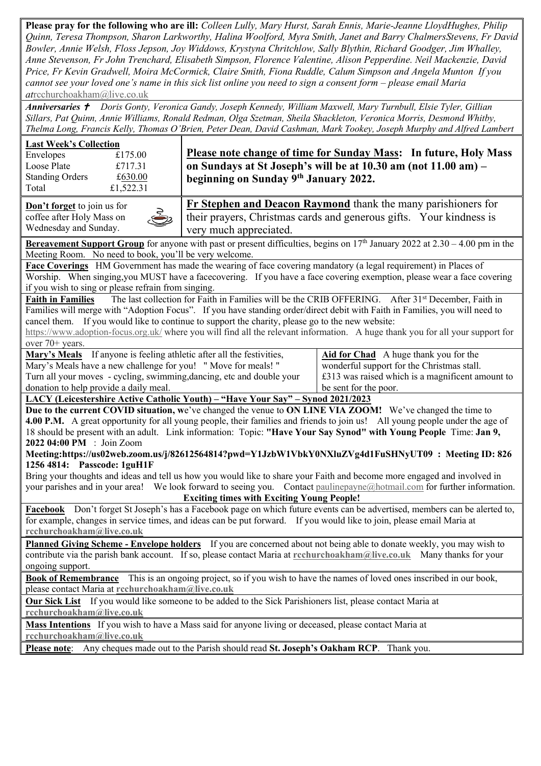**Please pray for the following who are ill:** *Colleen Lully, Mary Hurst, Sarah Ennis, Marie-Jeanne LloydHughes, Philip Quinn, Teresa Thompson, Sharon Larkworthy, Halina Woolford, Myra Smith, Janet and Barry ChalmersStevens, Fr David Bowler, Annie Welsh, Floss Jepson, Joy Widdows, Krystyna Critchlow, Sally Blythin, Richard Goodger, Jim Whalley, Anne Stevenson, Fr John Trenchard, Elisabeth Simpson, Florence Valentine, Alison Pepperdine. Neil Mackenzie, David Price, Fr Kevin Gradwell, Moira McCormick, Claire Smith, Fiona Ruddle, Calum Simpson and Angela Munton If you cannot see your loved one's name in this sick list online you need to sign a consent form – please email Maria at*rcchurchoakham@live.co.uk

***Anniversaries ✝*** *Doris Gonty, Veronica Gandy, Joseph Kennedy, William Maxwell, Mary Turnbull, Elsie Tyler, Gillian Sillars, Pat Quinn, Annie Williams, Ronald Redman, Olga Szetman, Sheila Shackleton, Veronica Morris, Desmond Whitby, Thelma Long, Francis Kelly, Thomas O'Brien, Peter Dean, David Cashman, Mark Tookey, Joseph Murphy and Alfred Lambert*

**Last Week's Collection**

| | |
|---|---|
| Envelopes | £175.00 |
| Loose Plate | £717.31 |
| Standing Orders | £630.00 |
| Total | £1,522.31 |

**Please note change of time for Sunday Mass: In future, Holy Mass on Sundays at St Joseph's will be at 10.30 am (not 11.00 am) – beginning on Sunday 9th January 2022.**

**Don't forget** to join us for coffee after Holy Mass on Wednesday and Sunday.

**Fr Stephen and Deacon Raymond** thank the many parishioners for their prayers, Christmas cards and generous gifts. Your kindness is very much appreciated.

**Bereavement Support Group** for anyone with past or present difficulties, begins on 17th January 2022 at 2.30 – 4.00 pm in the Meeting Room. No need to book, you'll be very welcome.

**Face Coverings** HM Government has made the wearing of face covering mandatory (a legal requirement) in Places of Worship. When singing,you MUST have a facecovering. If you have a face covering exemption, please wear a face covering if you wish to sing or please refrain from singing.

**Faith in Families** The last collection for Faith in Families will be the CRIB OFFERING. After 31st December, Faith in Families will merge with "Adoption Focus". If you have standing order/direct debit with Faith in Families, you will need to cancel them. If you would like to continue to support the charity, please go to the new website: https://www.adoption-focus.org.uk/ where you will find all the relevant information. A huge thank you for all your support for over 70+ years.

**Mary's Meals** If anyone is feeling athletic after all the festivities, Mary's Meals have a new challenge for you! " Move for meals! " Turn all your moves - cycling, swimming,dancing, etc and double your donation to help provide a daily meal.

**Aid for Chad** A huge thank you for the wonderful support for the Christmas stall. £313 was raised which is a magnificent amount to be sent for the poor.

**LACY (Leicestershire Active Catholic Youth) – "Have Your Say" – Synod 2021/2023**

**Due to the current COVID situation, w**e've changed the venue to **ON LINE VIA ZOOM!** We've changed the time to **4.00 P.M.** A great opportunity for all young people, their families and friends to join us! All young people under the age of 18 should be present with an adult. Link information: Topic: **"Have Your Say Synod" with Young People** Time: **Jan 9, 2022 04:00 PM** : Join Zoom **Meeting:https://us02web.zoom.us/j/82612564814?pwd=Y1JzbW1VbkY0NXluZVg4d1FuSHNyUT09 : Meeting ID: 826 1256 4814: Passcode: 1guH1F**

Bring your thoughts and ideas and tell us how you would like to share your Faith and become more engaged and involved in your parishes and in your area! We look forward to seeing you. Contact paulinepayne@hotmail.com for further information.

**Exciting times with Exciting Young People!**

**Facebook** Don't forget St Joseph's has a Facebook page on which future events can be advertised, members can be alerted to, for example, changes in service times, and ideas can be put forward. If you would like to join, please email Maria at **rcchurchoakham@live.co.uk**

**Planned Giving Scheme - Envelope holders** If you are concerned about not being able to donate weekly, you may wish to contribute via the parish bank account. If so, please contact Maria at **rcchurchoakham@live.co.uk** Many thanks for your ongoing support.

**Book of Remembrance** This is an ongoing project, so if you wish to have the names of loved ones inscribed in our book, please contact Maria at **rcchurchoakham@live.co.uk**

**Our Sick List** If you would like someone to be added to the Sick Parishioners list, please contact Maria at **rcchurchoakham@live.co.uk**

**Mass Intentions** If you wish to have a Mass said for anyone living or deceased, please contact Maria at **rcchurchoakham@live.co.uk**

**Please note**: Any cheques made out to the Parish should read **St. Joseph's Oakham RCP**. Thank you.